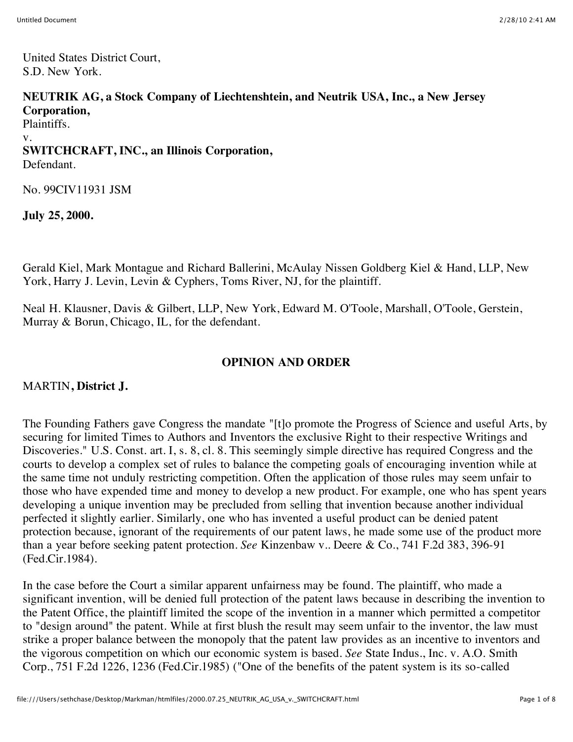United States District Court,
S.D. New York.

**NEUTRIK AG, a Stock Company of Liechtenshtein, and Neutrik USA, Inc., a New Jersey Corporation,**
Plaintiffs.
v.
**SWITCHCRAFT, INC., an Illinois Corporation,**
Defendant.

No. 99CIV11931 JSM

**July 25, 2000.**

Gerald Kiel, Mark Montague and Richard Ballerini, McAulay Nissen Goldberg Kiel & Hand, LLP, New York, Harry J. Levin, Levin & Cyphers, Toms River, NJ, for the plaintiff.

Neal H. Klausner, Davis & Gilbert, LLP, New York, Edward M. O'Toole, Marshall, O'Toole, Gerstein, Murray & Borun, Chicago, IL, for the defendant.

## OPINION AND ORDER

MARTIN**, District J.**

The Founding Fathers gave Congress the mandate "[t]o promote the Progress of Science and useful Arts, by securing for limited Times to Authors and Inventors the exclusive Right to their respective Writings and Discoveries." U.S. Const. art. I, s. 8, cl. 8. This seemingly simple directive has required Congress and the courts to develop a complex set of rules to balance the competing goals of encouraging invention while at the same time not unduly restricting competition. Often the application of those rules may seem unfair to those who have expended time and money to develop a new product. For example, one who has spent years developing a unique invention may be precluded from selling that invention because another individual perfected it slightly earlier. Similarly, one who has invented a useful product can be denied patent protection because, ignorant of the requirements of our patent laws, he made some use of the product more than a year before seeking patent protection. *See* Kinzenbaw v.. Deere & Co., 741 F.2d 383, 396-91 (Fed.Cir.1984).

In the case before the Court a similar apparent unfairness may be found. The plaintiff, who made a significant invention, will be denied full protection of the patent laws because in describing the invention to the Patent Office, the plaintiff limited the scope of the invention in a manner which permitted a competitor to "design around" the patent. While at first blush the result may seem unfair to the inventor, the law must strike a proper balance between the monopoly that the patent law provides as an incentive to inventors and the vigorous competition on which our economic system is based. *See* State Indus., Inc. v. A.O. Smith Corp., 751 F.2d 1226, 1236 (Fed.Cir.1985) ("One of the benefits of the patent system is its so-called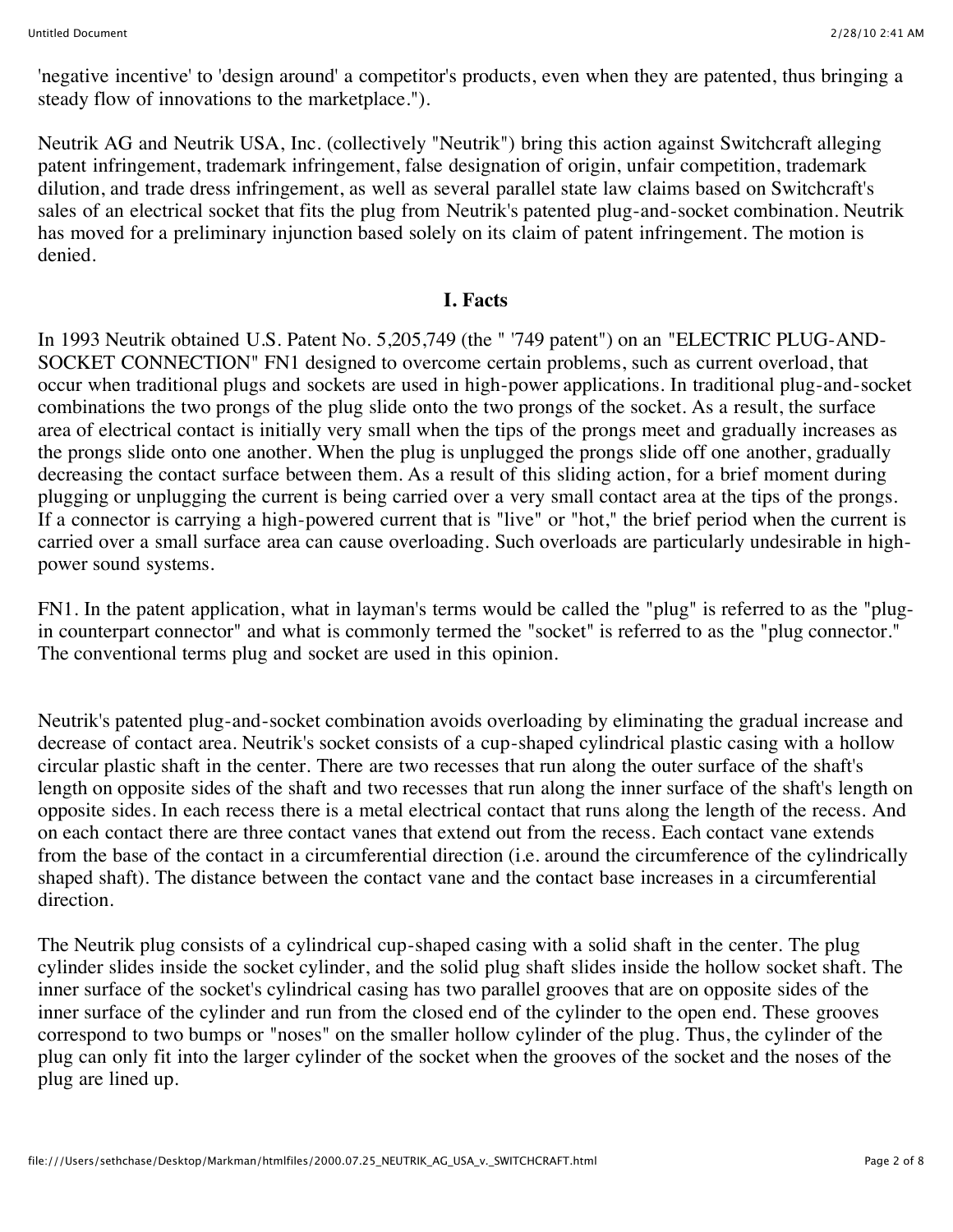'negative incentive' to 'design around' a competitor's products, even when they are patented, thus bringing a steady flow of innovations to the marketplace.").

Neutrik AG and Neutrik USA, Inc. (collectively "Neutrik") bring this action against Switchcraft alleging patent infringement, trademark infringement, false designation of origin, unfair competition, trademark dilution, and trade dress infringement, as well as several parallel state law claims based on Switchcraft's sales of an electrical socket that fits the plug from Neutrik's patented plug-and-socket combination. Neutrik has moved for a preliminary injunction based solely on its claim of patent infringement. The motion is denied.

## I. Facts

In 1993 Neutrik obtained U.S. Patent No. 5,205,749 (the " '749 patent") on an "ELECTRIC PLUG-AND-SOCKET CONNECTION" FN1 designed to overcome certain problems, such as current overload, that occur when traditional plugs and sockets are used in high-power applications. In traditional plug-and-socket combinations the two prongs of the plug slide onto the two prongs of the socket. As a result, the surface area of electrical contact is initially very small when the tips of the prongs meet and gradually increases as the prongs slide onto one another. When the plug is unplugged the prongs slide off one another, gradually decreasing the contact surface between them. As a result of this sliding action, for a brief moment during plugging or unplugging the current is being carried over a very small contact area at the tips of the prongs. If a connector is carrying a high-powered current that is "live" or "hot," the brief period when the current is carried over a small surface area can cause overloading. Such overloads are particularly undesirable in high-power sound systems.

FN1. In the patent application, what in layman's terms would be called the "plug" is referred to as the "plug-in counterpart connector" and what is commonly termed the "socket" is referred to as the "plug connector." The conventional terms plug and socket are used in this opinion.

Neutrik's patented plug-and-socket combination avoids overloading by eliminating the gradual increase and decrease of contact area. Neutrik's socket consists of a cup-shaped cylindrical plastic casing with a hollow circular plastic shaft in the center. There are two recesses that run along the outer surface of the shaft's length on opposite sides of the shaft and two recesses that run along the inner surface of the shaft's length on opposite sides. In each recess there is a metal electrical contact that runs along the length of the recess. And on each contact there are three contact vanes that extend out from the recess. Each contact vane extends from the base of the contact in a circumferential direction (i.e. around the circumference of the cylindrically shaped shaft). The distance between the contact vane and the contact base increases in a circumferential direction.

The Neutrik plug consists of a cylindrical cup-shaped casing with a solid shaft in the center. The plug cylinder slides inside the socket cylinder, and the solid plug shaft slides inside the hollow socket shaft. The inner surface of the socket's cylindrical casing has two parallel grooves that are on opposite sides of the inner surface of the cylinder and run from the closed end of the cylinder to the open end. These grooves correspond to two bumps or "noses" on the smaller hollow cylinder of the plug. Thus, the cylinder of the plug can only fit into the larger cylinder of the socket when the grooves of the socket and the noses of the plug are lined up.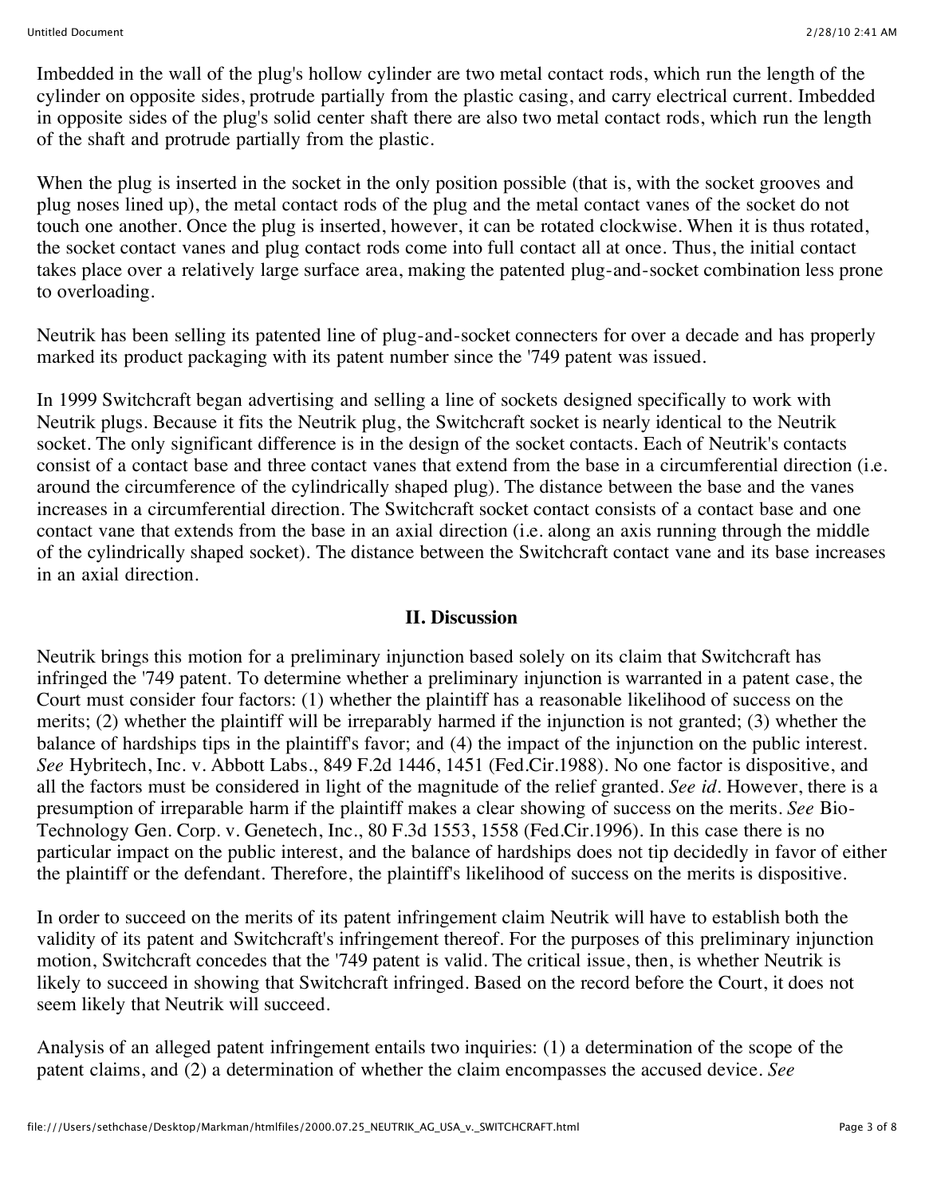Imbedded in the wall of the plug's hollow cylinder are two metal contact rods, which run the length of the cylinder on opposite sides, protrude partially from the plastic casing, and carry electrical current. Imbedded in opposite sides of the plug's solid center shaft there are also two metal contact rods, which run the length of the shaft and protrude partially from the plastic.

When the plug is inserted in the socket in the only position possible (that is, with the socket grooves and plug noses lined up), the metal contact rods of the plug and the metal contact vanes of the socket do not touch one another. Once the plug is inserted, however, it can be rotated clockwise. When it is thus rotated, the socket contact vanes and plug contact rods come into full contact all at once. Thus, the initial contact takes place over a relatively large surface area, making the patented plug-and-socket combination less prone to overloading.

Neutrik has been selling its patented line of plug-and-socket connecters for over a decade and has properly marked its product packaging with its patent number since the '749 patent was issued.

In 1999 Switchcraft began advertising and selling a line of sockets designed specifically to work with Neutrik plugs. Because it fits the Neutrik plug, the Switchcraft socket is nearly identical to the Neutrik socket. The only significant difference is in the design of the socket contacts. Each of Neutrik's contacts consist of a contact base and three contact vanes that extend from the base in a circumferential direction (i.e. around the circumference of the cylindrically shaped plug). The distance between the base and the vanes increases in a circumferential direction. The Switchcraft socket contact consists of a contact base and one contact vane that extends from the base in an axial direction (i.e. along an axis running through the middle of the cylindrically shaped socket). The distance between the Switchcraft contact vane and its base increases in an axial direction.

## II. Discussion

Neutrik brings this motion for a preliminary injunction based solely on its claim that Switchcraft has infringed the '749 patent. To determine whether a preliminary injunction is warranted in a patent case, the Court must consider four factors: (1) whether the plaintiff has a reasonable likelihood of success on the merits; (2) whether the plaintiff will be irreparably harmed if the injunction is not granted; (3) whether the balance of hardships tips in the plaintiff's favor; and (4) the impact of the injunction on the public interest. *See* Hybritech, Inc. v. Abbott Labs., 849 F.2d 1446, 1451 (Fed.Cir.1988). No one factor is dispositive, and all the factors must be considered in light of the magnitude of the relief granted. *See id.* However, there is a presumption of irreparable harm if the plaintiff makes a clear showing of success on the merits. *See* Bio-Technology Gen. Corp. v. Genetech, Inc., 80 F.3d 1553, 1558 (Fed.Cir.1996). In this case there is no particular impact on the public interest, and the balance of hardships does not tip decidedly in favor of either the plaintiff or the defendant. Therefore, the plaintiff's likelihood of success on the merits is dispositive.

In order to succeed on the merits of its patent infringement claim Neutrik will have to establish both the validity of its patent and Switchcraft's infringement thereof. For the purposes of this preliminary injunction motion, Switchcraft concedes that the '749 patent is valid. The critical issue, then, is whether Neutrik is likely to succeed in showing that Switchcraft infringed. Based on the record before the Court, it does not seem likely that Neutrik will succeed.

Analysis of an alleged patent infringement entails two inquiries: (1) a determination of the scope of the patent claims, and (2) a determination of whether the claim encompasses the accused device. *See*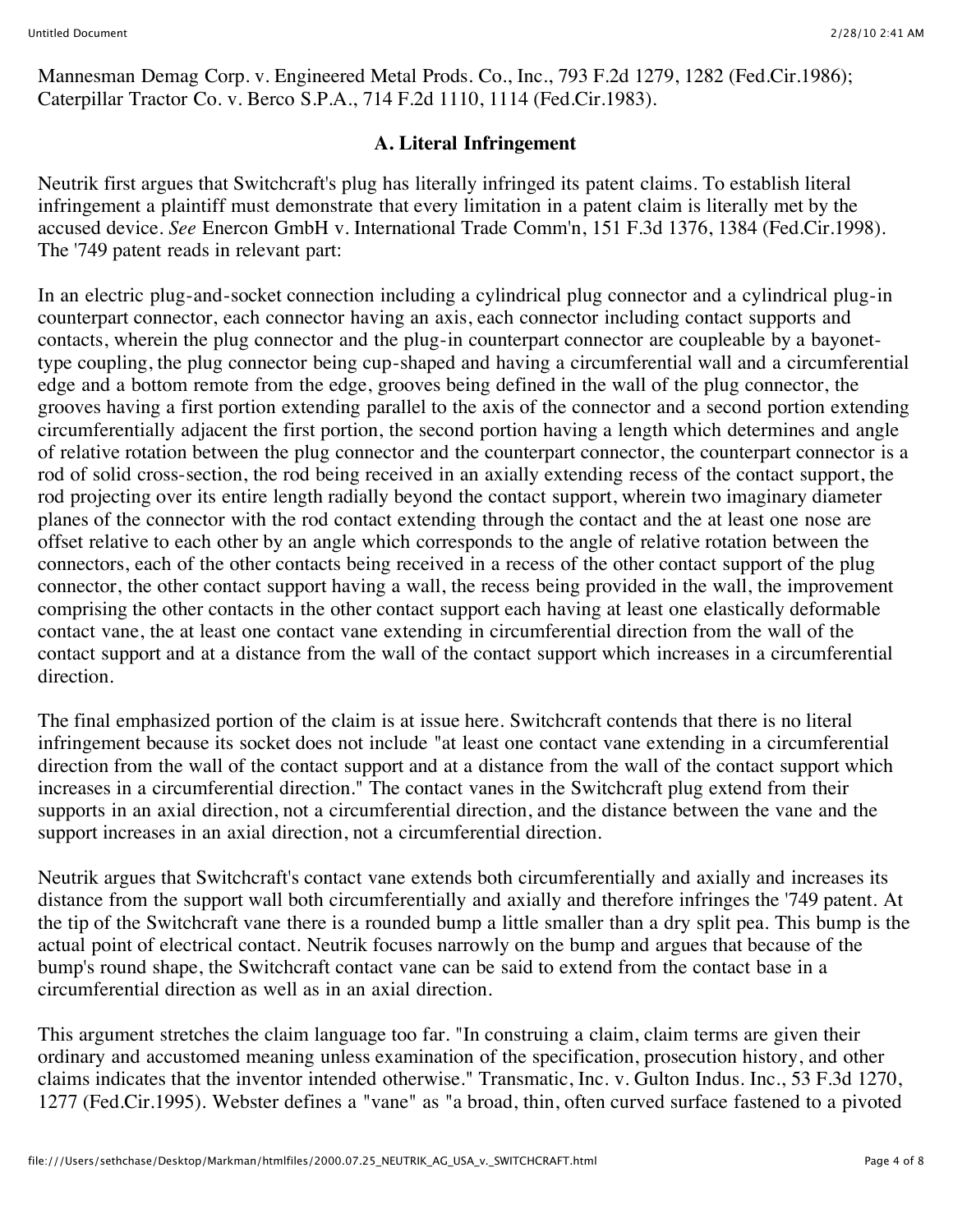Mannesman Demag Corp. v. Engineered Metal Prods. Co., Inc., 793 F.2d 1279, 1282 (Fed.Cir.1986); Caterpillar Tractor Co. v. Berco S.P.A., 714 F.2d 1110, 1114 (Fed.Cir.1983).

## A. Literal Infringement

Neutrik first argues that Switchcraft's plug has literally infringed its patent claims. To establish literal infringement a plaintiff must demonstrate that every limitation in a patent claim is literally met by the accused device. *See* Enercon GmbH v. International Trade Comm'n, 151 F.3d 1376, 1384 (Fed.Cir.1998). The '749 patent reads in relevant part:

In an electric plug-and-socket connection including a cylindrical plug connector and a cylindrical plug-in counterpart connector, each connector having an axis, each connector including contact supports and contacts, wherein the plug connector and the plug-in counterpart connector are coupleable by a bayonet-type coupling, the plug connector being cup-shaped and having a circumferential wall and a circumferential edge and a bottom remote from the edge, grooves being defined in the wall of the plug connector, the grooves having a first portion extending parallel to the axis of the connector and a second portion extending circumferentially adjacent the first portion, the second portion having a length which determines and angle of relative rotation between the plug connector and the counterpart connector, the counterpart connector is a rod of solid cross-section, the rod being received in an axially extending recess of the contact support, the rod projecting over its entire length radially beyond the contact support, wherein two imaginary diameter planes of the connector with the rod contact extending through the contact and the at least one nose are offset relative to each other by an angle which corresponds to the angle of relative rotation between the connectors, each of the other contacts being received in a recess of the other contact support of the plug connector, the other contact support having a wall, the recess being provided in the wall, the improvement comprising the other contacts in the other contact support each having at least one elastically deformable contact vane, the at least one contact vane extending in circumferential direction from the wall of the contact support and at a distance from the wall of the contact support which increases in a circumferential direction.

The final emphasized portion of the claim is at issue here. Switchcraft contends that there is no literal infringement because its socket does not include "at least one contact vane extending in a circumferential direction from the wall of the contact support and at a distance from the wall of the contact support which increases in a circumferential direction." The contact vanes in the Switchcraft plug extend from their supports in an axial direction, not a circumferential direction, and the distance between the vane and the support increases in an axial direction, not a circumferential direction.

Neutrik argues that Switchcraft's contact vane extends both circumferentially and axially and increases its distance from the support wall both circumferentially and axially and therefore infringes the '749 patent. At the tip of the Switchcraft vane there is a rounded bump a little smaller than a dry split pea. This bump is the actual point of electrical contact. Neutrik focuses narrowly on the bump and argues that because of the bump's round shape, the Switchcraft contact vane can be said to extend from the contact base in a circumferential direction as well as in an axial direction.

This argument stretches the claim language too far. "In construing a claim, claim terms are given their ordinary and accustomed meaning unless examination of the specification, prosecution history, and other claims indicates that the inventor intended otherwise." Transmatic, Inc. v. Gulton Indus. Inc., 53 F.3d 1270, 1277 (Fed.Cir.1995). Webster defines a "vane" as "a broad, thin, often curved surface fastened to a pivoted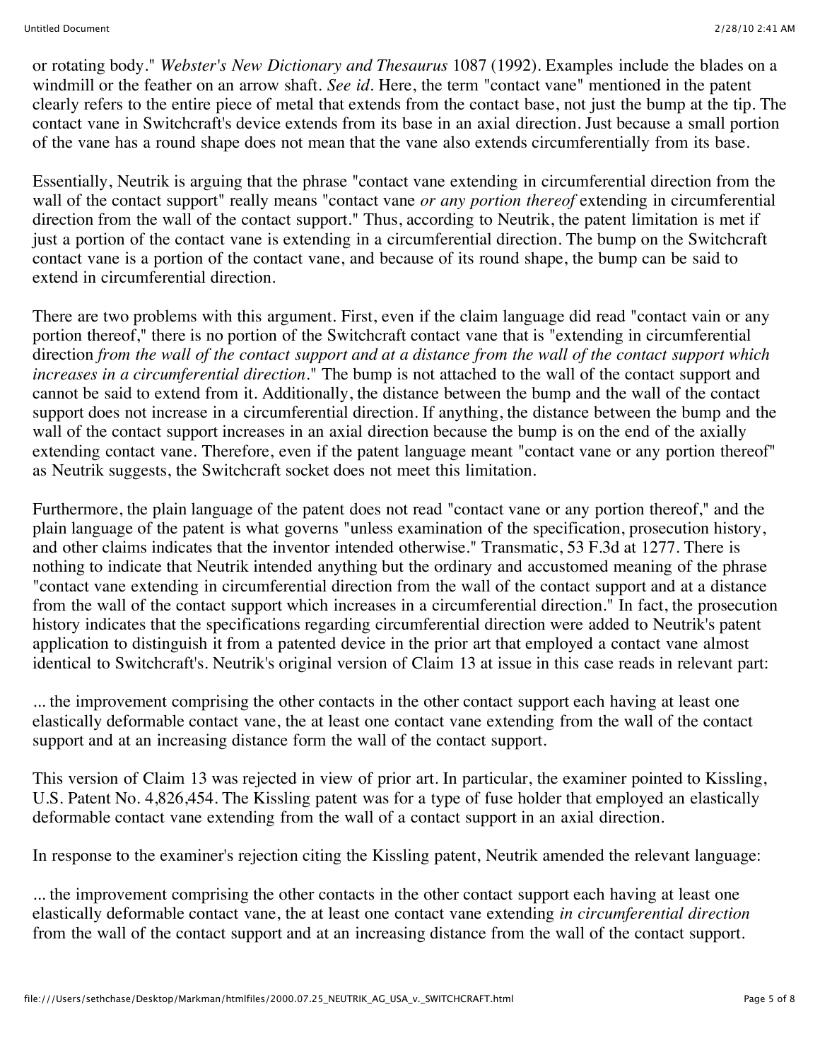or rotating body." *Webster's New Dictionary and Thesaurus* 1087 (1992). Examples include the blades on a windmill or the feather on an arrow shaft. *See id*. Here, the term "contact vane" mentioned in the patent clearly refers to the entire piece of metal that extends from the contact base, not just the bump at the tip. The contact vane in Switchcraft's device extends from its base in an axial direction. Just because a small portion of the vane has a round shape does not mean that the vane also extends circumferentially from its base.

Essentially, Neutrik is arguing that the phrase "contact vane extending in circumferential direction from the wall of the contact support" really means "contact vane *or any portion thereof* extending in circumferential direction from the wall of the contact support." Thus, according to Neutrik, the patent limitation is met if just a portion of the contact vane is extending in a circumferential direction. The bump on the Switchcraft contact vane is a portion of the contact vane, and because of its round shape, the bump can be said to extend in circumferential direction.

There are two problems with this argument. First, even if the claim language did read "contact vain or any portion thereof," there is no portion of the Switchcraft contact vane that is "extending in circumferential direction *from the wall of the contact support and at a distance from the wall of the contact support which increases in a circumferential direction*." The bump is not attached to the wall of the contact support and cannot be said to extend from it. Additionally, the distance between the bump and the wall of the contact support does not increase in a circumferential direction. If anything, the distance between the bump and the wall of the contact support increases in an axial direction because the bump is on the end of the axially extending contact vane. Therefore, even if the patent language meant "contact vane or any portion thereof" as Neutrik suggests, the Switchcraft socket does not meet this limitation.

Furthermore, the plain language of the patent does not read "contact vane or any portion thereof," and the plain language of the patent is what governs "unless examination of the specification, prosecution history, and other claims indicates that the inventor intended otherwise." Transmatic, 53 F.3d at 1277. There is nothing to indicate that Neutrik intended anything but the ordinary and accustomed meaning of the phrase "contact vane extending in circumferential direction from the wall of the contact support and at a distance from the wall of the contact support which increases in a circumferential direction." In fact, the prosecution history indicates that the specifications regarding circumferential direction were added to Neutrik's patent application to distinguish it from a patented device in the prior art that employed a contact vane almost identical to Switchcraft's. Neutrik's original version of Claim 13 at issue in this case reads in relevant part:

... the improvement comprising the other contacts in the other contact support each having at least one elastically deformable contact vane, the at least one contact vane extending from the wall of the contact support and at an increasing distance form the wall of the contact support.

This version of Claim 13 was rejected in view of prior art. In particular, the examiner pointed to Kissling, U.S. Patent No. 4,826,454. The Kissling patent was for a type of fuse holder that employed an elastically deformable contact vane extending from the wall of a contact support in an axial direction.

In response to the examiner's rejection citing the Kissling patent, Neutrik amended the relevant language:

... the improvement comprising the other contacts in the other contact support each having at least one elastically deformable contact vane, the at least one contact vane extending *in circumferential direction* from the wall of the contact support and at an increasing distance from the wall of the contact support.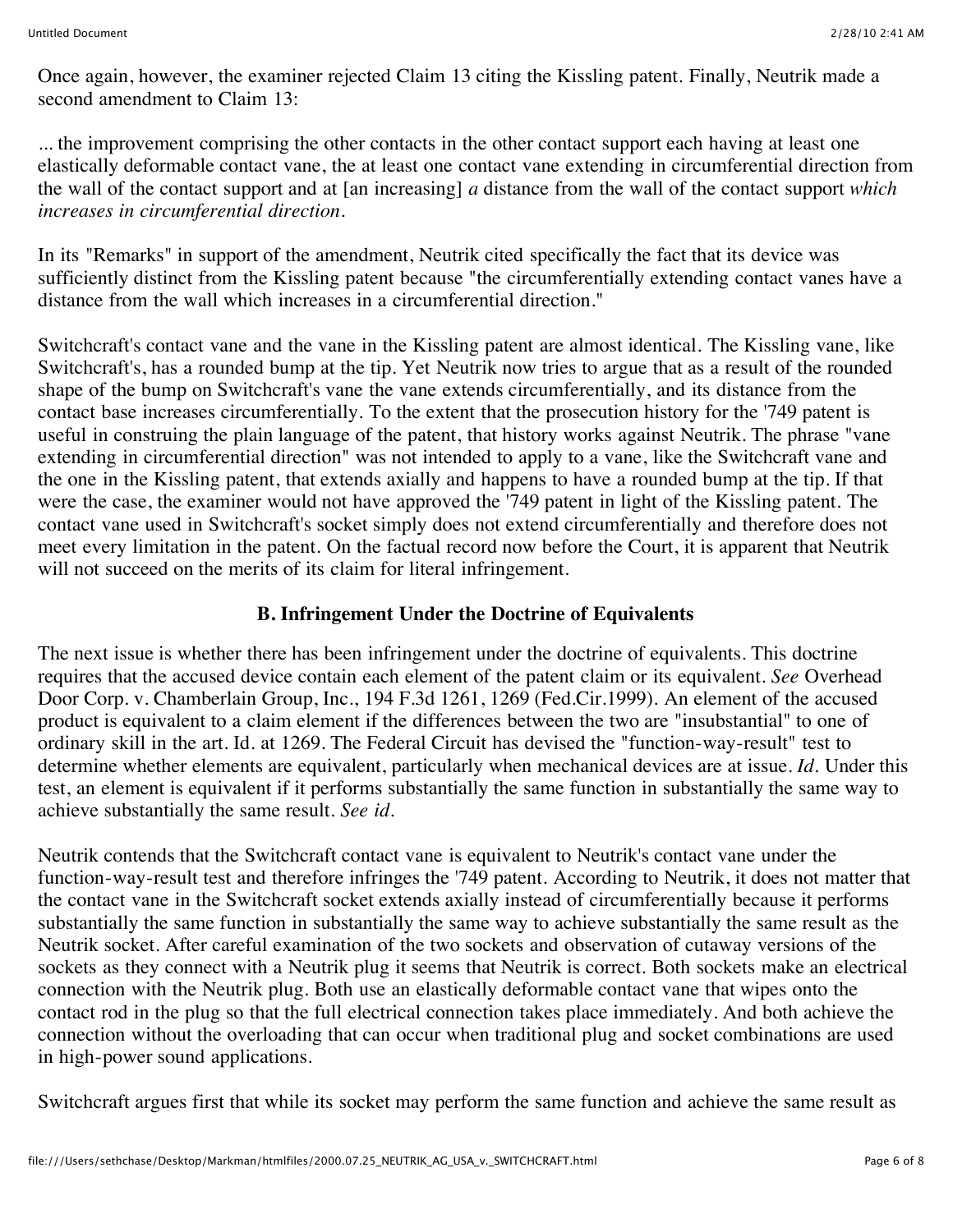Once again, however, the examiner rejected Claim 13 citing the Kissling patent. Finally, Neutrik made a second amendment to Claim 13:

... the improvement comprising the other contacts in the other contact support each having at least one elastically deformable contact vane, the at least one contact vane extending in circumferential direction from the wall of the contact support and at [an increasing] *a* distance from the wall of the contact support *which increases in circumferential direction*.

In its "Remarks" in support of the amendment, Neutrik cited specifically the fact that its device was sufficiently distinct from the Kissling patent because "the circumferentially extending contact vanes have a distance from the wall which increases in a circumferential direction."

Switchcraft's contact vane and the vane in the Kissling patent are almost identical. The Kissling vane, like Switchcraft's, has a rounded bump at the tip. Yet Neutrik now tries to argue that as a result of the rounded shape of the bump on Switchcraft's vane the vane extends circumferentially, and its distance from the contact base increases circumferentially. To the extent that the prosecution history for the '749 patent is useful in construing the plain language of the patent, that history works against Neutrik. The phrase "vane extending in circumferential direction" was not intended to apply to a vane, like the Switchcraft vane and the one in the Kissling patent, that extends axially and happens to have a rounded bump at the tip. If that were the case, the examiner would not have approved the '749 patent in light of the Kissling patent. The contact vane used in Switchcraft's socket simply does not extend circumferentially and therefore does not meet every limitation in the patent. On the factual record now before the Court, it is apparent that Neutrik will not succeed on the merits of its claim for literal infringement.

### B. Infringement Under the Doctrine of Equivalents

The next issue is whether there has been infringement under the doctrine of equivalents. This doctrine requires that the accused device contain each element of the patent claim or its equivalent. *See* Overhead Door Corp. v. Chamberlain Group, Inc., 194 F.3d 1261, 1269 (Fed.Cir.1999). An element of the accused product is equivalent to a claim element if the differences between the two are "insubstantial" to one of ordinary skill in the art. Id. at 1269. The Federal Circuit has devised the "function-way-result" test to determine whether elements are equivalent, particularly when mechanical devices are at issue. *Id*. Under this test, an element is equivalent if it performs substantially the same function in substantially the same way to achieve substantially the same result. *See id*.

Neutrik contends that the Switchcraft contact vane is equivalent to Neutrik's contact vane under the function-way-result test and therefore infringes the '749 patent. According to Neutrik, it does not matter that the contact vane in the Switchcraft socket extends axially instead of circumferentially because it performs substantially the same function in substantially the same way to achieve substantially the same result as the Neutrik socket. After careful examination of the two sockets and observation of cutaway versions of the sockets as they connect with a Neutrik plug it seems that Neutrik is correct. Both sockets make an electrical connection with the Neutrik plug. Both use an elastically deformable contact vane that wipes onto the contact rod in the plug so that the full electrical connection takes place immediately. And both achieve the connection without the overloading that can occur when traditional plug and socket combinations are used in high-power sound applications.

Switchcraft argues first that while its socket may perform the same function and achieve the same result as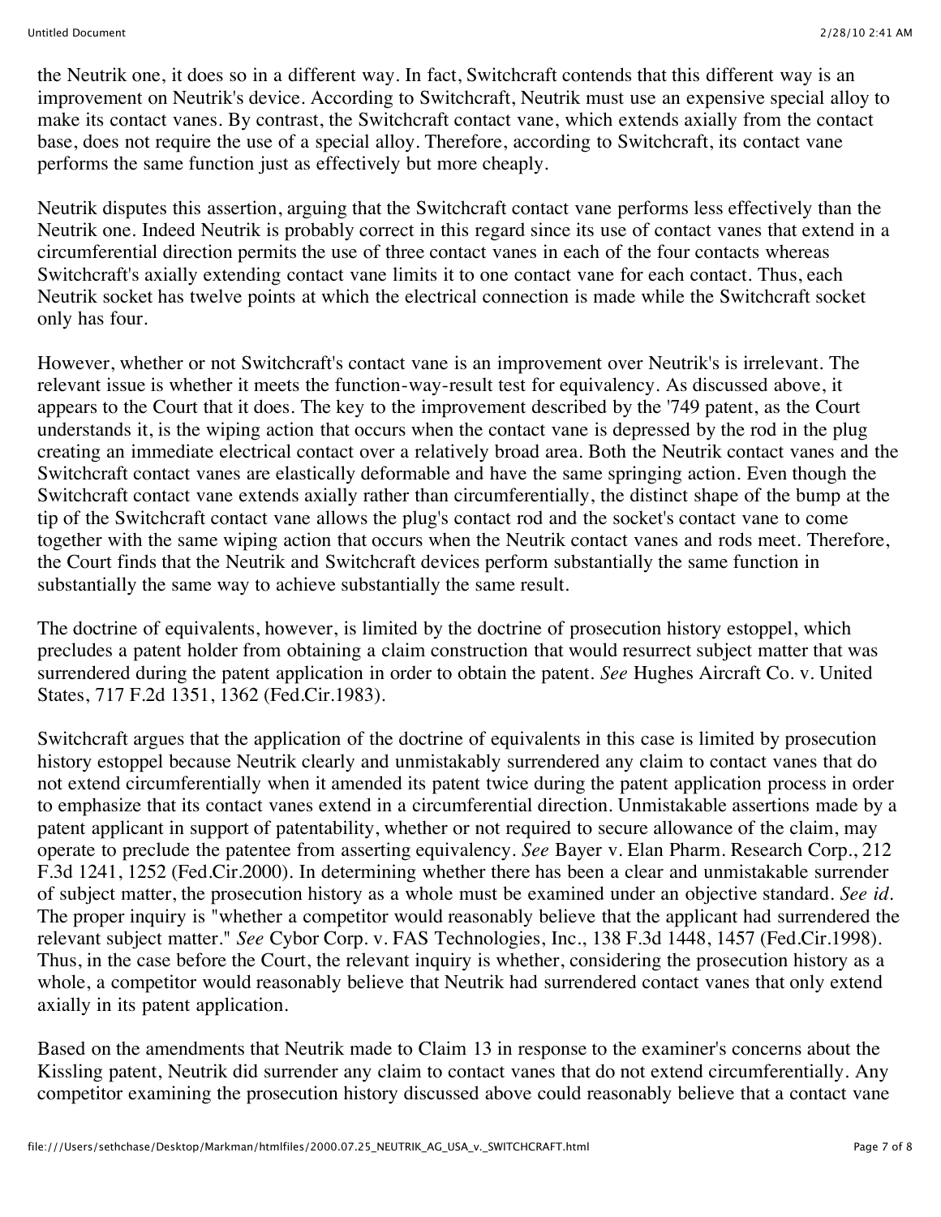the Neutrik one, it does so in a different way. In fact, Switchcraft contends that this different way is an improvement on Neutrik's device. According to Switchcraft, Neutrik must use an expensive special alloy to make its contact vanes. By contrast, the Switchcraft contact vane, which extends axially from the contact base, does not require the use of a special alloy. Therefore, according to Switchcraft, its contact vane performs the same function just as effectively but more cheaply.

Neutrik disputes this assertion, arguing that the Switchcraft contact vane performs less effectively than the Neutrik one. Indeed Neutrik is probably correct in this regard since its use of contact vanes that extend in a circumferential direction permits the use of three contact vanes in each of the four contacts whereas Switchcraft's axially extending contact vane limits it to one contact vane for each contact. Thus, each Neutrik socket has twelve points at which the electrical connection is made while the Switchcraft socket only has four.

However, whether or not Switchcraft's contact vane is an improvement over Neutrik's is irrelevant. The relevant issue is whether it meets the function-way-result test for equivalency. As discussed above, it appears to the Court that it does. The key to the improvement described by the '749 patent, as the Court understands it, is the wiping action that occurs when the contact vane is depressed by the rod in the plug creating an immediate electrical contact over a relatively broad area. Both the Neutrik contact vanes and the Switchcraft contact vanes are elastically deformable and have the same springing action. Even though the Switchcraft contact vane extends axially rather than circumferentially, the distinct shape of the bump at the tip of the Switchcraft contact vane allows the plug's contact rod and the socket's contact vane to come together with the same wiping action that occurs when the Neutrik contact vanes and rods meet. Therefore, the Court finds that the Neutrik and Switchcraft devices perform substantially the same function in substantially the same way to achieve substantially the same result.

The doctrine of equivalents, however, is limited by the doctrine of prosecution history estoppel, which precludes a patent holder from obtaining a claim construction that would resurrect subject matter that was surrendered during the patent application in order to obtain the patent. *See* Hughes Aircraft Co. v. United States, 717 F.2d 1351, 1362 (Fed.Cir.1983).

Switchcraft argues that the application of the doctrine of equivalents in this case is limited by prosecution history estoppel because Neutrik clearly and unmistakably surrendered any claim to contact vanes that do not extend circumferentially when it amended its patent twice during the patent application process in order to emphasize that its contact vanes extend in a circumferential direction. Unmistakable assertions made by a patent applicant in support of patentability, whether or not required to secure allowance of the claim, may operate to preclude the patentee from asserting equivalency. *See* Bayer v. Elan Pharm. Research Corp., 212 F.3d 1241, 1252 (Fed.Cir.2000). In determining whether there has been a clear and unmistakable surrender of subject matter, the prosecution history as a whole must be examined under an objective standard. *See id.* The proper inquiry is "whether a competitor would reasonably believe that the applicant had surrendered the relevant subject matter." *See* Cybor Corp. v. FAS Technologies, Inc., 138 F.3d 1448, 1457 (Fed.Cir.1998). Thus, in the case before the Court, the relevant inquiry is whether, considering the prosecution history as a whole, a competitor would reasonably believe that Neutrik had surrendered contact vanes that only extend axially in its patent application.

Based on the amendments that Neutrik made to Claim 13 in response to the examiner's concerns about the Kissling patent, Neutrik did surrender any claim to contact vanes that do not extend circumferentially. Any competitor examining the prosecution history discussed above could reasonably believe that a contact vane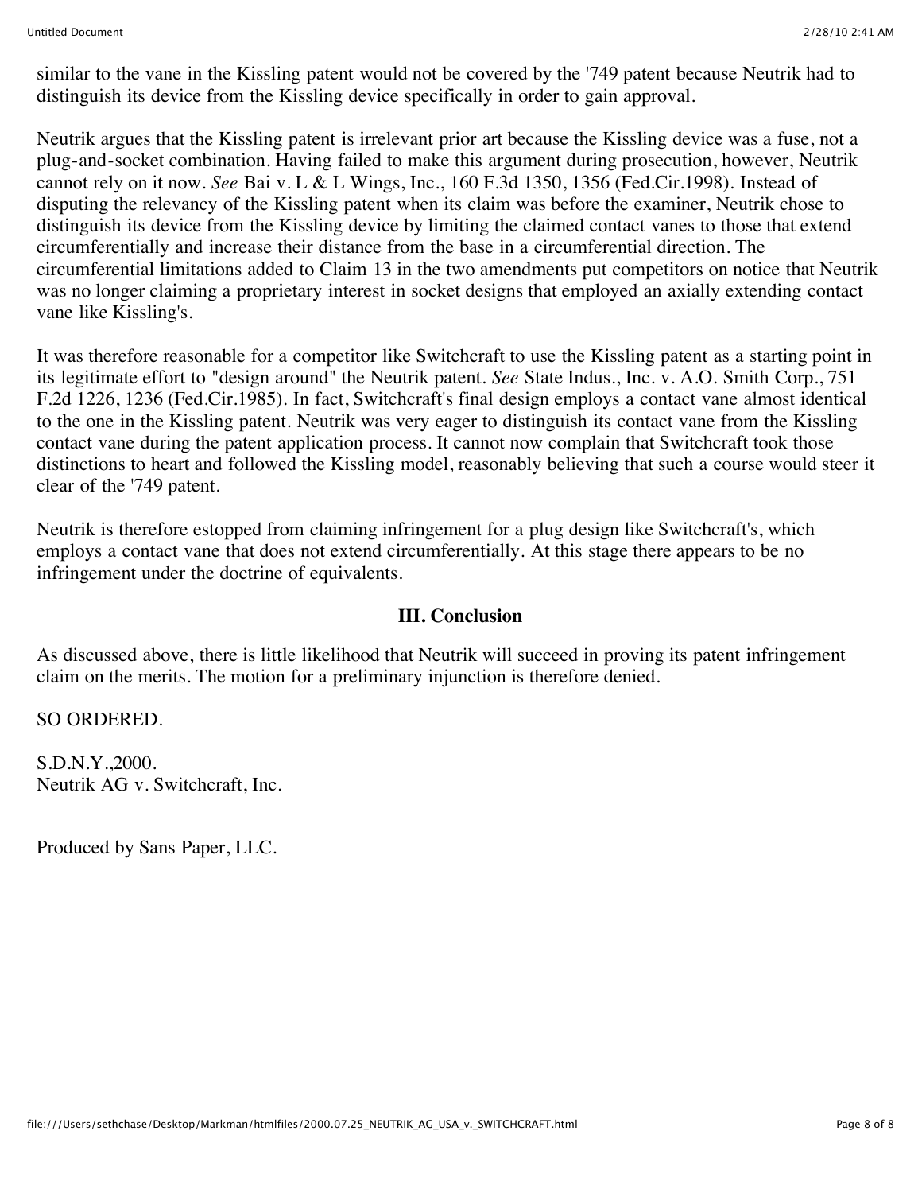similar to the vane in the Kissling patent would not be covered by the '749 patent because Neutrik had to distinguish its device from the Kissling device specifically in order to gain approval.

Neutrik argues that the Kissling patent is irrelevant prior art because the Kissling device was a fuse, not a plug-and-socket combination. Having failed to make this argument during prosecution, however, Neutrik cannot rely on it now. *See* Bai v. L & L Wings, Inc., 160 F.3d 1350, 1356 (Fed.Cir.1998). Instead of disputing the relevancy of the Kissling patent when its claim was before the examiner, Neutrik chose to distinguish its device from the Kissling device by limiting the claimed contact vanes to those that extend circumferentially and increase their distance from the base in a circumferential direction. The circumferential limitations added to Claim 13 in the two amendments put competitors on notice that Neutrik was no longer claiming a proprietary interest in socket designs that employed an axially extending contact vane like Kissling's.

It was therefore reasonable for a competitor like Switchcraft to use the Kissling patent as a starting point in its legitimate effort to "design around" the Neutrik patent. *See* State Indus., Inc. v. A.O. Smith Corp., 751 F.2d 1226, 1236 (Fed.Cir.1985). In fact, Switchcraft's final design employs a contact vane almost identical to the one in the Kissling patent. Neutrik was very eager to distinguish its contact vane from the Kissling contact vane during the patent application process. It cannot now complain that Switchcraft took those distinctions to heart and followed the Kissling model, reasonably believing that such a course would steer it clear of the '749 patent.

Neutrik is therefore estopped from claiming infringement for a plug design like Switchcraft's, which employs a contact vane that does not extend circumferentially. At this stage there appears to be no infringement under the doctrine of equivalents.

## III. Conclusion

As discussed above, there is little likelihood that Neutrik will succeed in proving its patent infringement claim on the merits. The motion for a preliminary injunction is therefore denied.

SO ORDERED.

S.D.N.Y.,2000.
Neutrik AG v. Switchcraft, Inc.

Produced by Sans Paper, LLC.